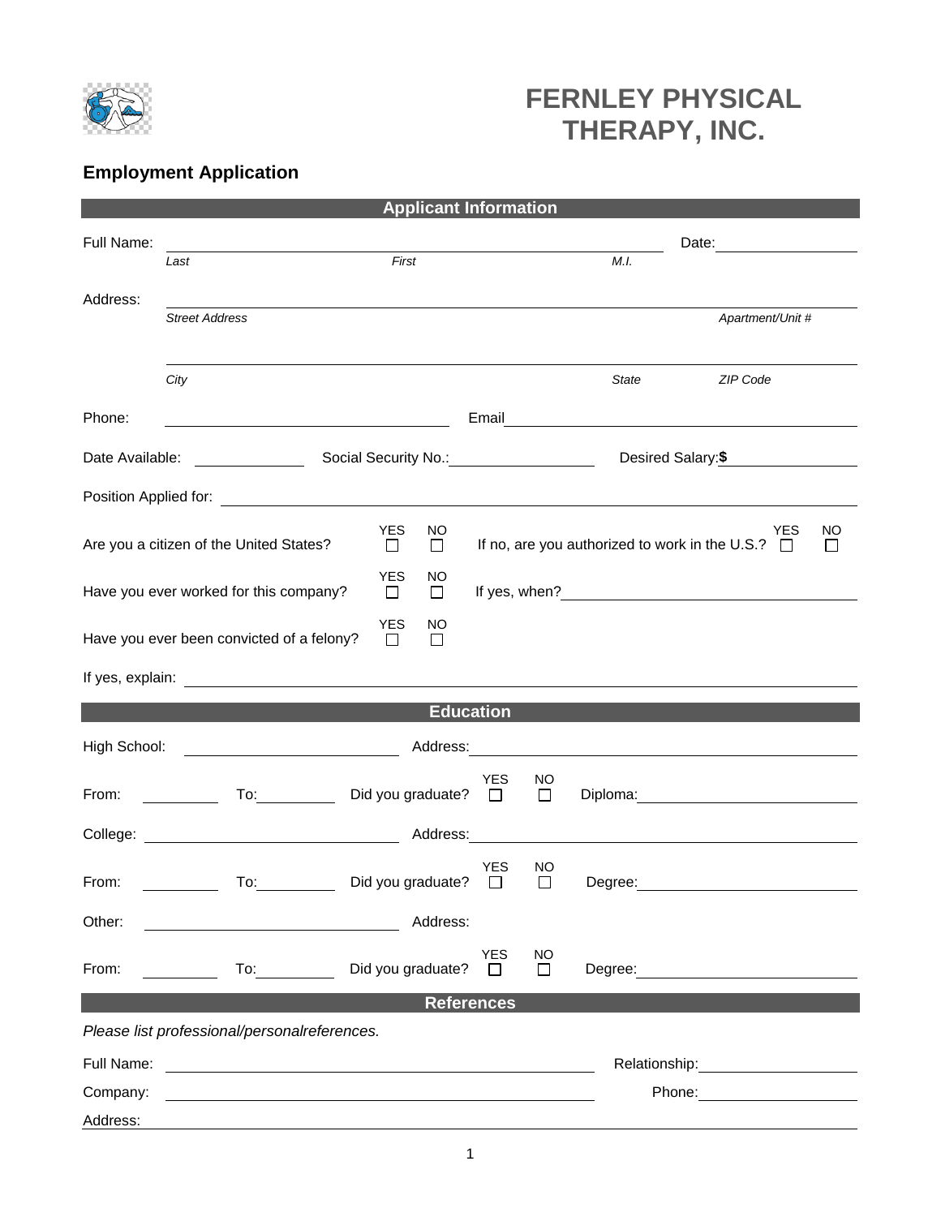# FERNLEY PHYSICAL THERAPY, INC.

## Employment Application

### Applicant Information

Full Name: ______________________________________________ Date: ______________

*Last* *First* *M.I.*

Address: ______________________________________________

*Street Address* *Apartment/Unit #*

______________________________________________

*City* *State* *ZIP Code*

Phone: ______________________ Email ______________________

Date Available: __________ Social Security No.: ______________ Desired Salary: **$** ______________

Position Applied for: ______________________________________________

Are you a citizen of the United States? YES ☐ NO ☐ If no, are you authorized to work in the U.S.? YES ☐ NO ☐

Have you ever worked for this company? YES ☐ NO ☐ If yes, when? ______________________

Have you ever been convicted of a felony? YES ☐ NO ☐

If yes, explain: ______________________________________________

### Education

High School: ______________________ Address: ______________________

From: __________ To: __________ Did you graduate? YES ☐ NO ☐ Diploma: ______________________

College: ______________________ Address: ______________________

From: __________ To: __________ Did you graduate? YES ☐ NO ☐ Degree: ______________________

Other: ______________________ Address:

From: __________ To: __________ Did you graduate? YES ☐ NO ☐ Degree: ______________________

### References

*Please list professional/personalreferences.*

Full Name: ______________________________________________ Relationship: ______________

Company: ______________________________________________ Phone: ______________

Address: ______________________________________________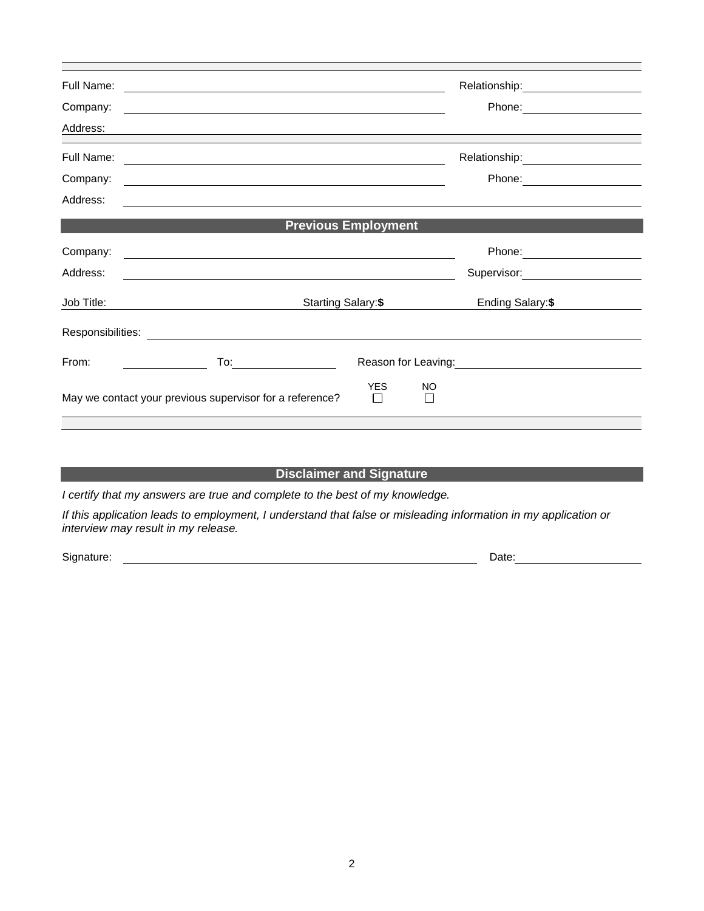Full Name: ______________________________ Relationship: ______________

Company: ______________________________ Phone: ______________

Address: ______________________________

Full Name: ______________________________ Relationship: ______________

Company: ______________________________ Phone: ______________

Address: ______________________________

## Previous Employment

Company: ______________________________ Phone: ______________

Address: ______________________________ Supervisor: ______________

Job Title: ______________ Starting Salary:**$** ______________ Ending Salary:**$** ______________

Responsibilities: ______________________________

From: ______________ To: ______________ Reason for Leaving: ______________________________

May we contact your previous supervisor for a reference? YES ☐ NO ☐

## Disclaimer and Signature

*I certify that my answers are true and complete to the best of my knowledge.*

*If this application leads to employment, I understand that false or misleading information in my application or interview may result in my release.*

Signature: ______________________________ Date: ______________